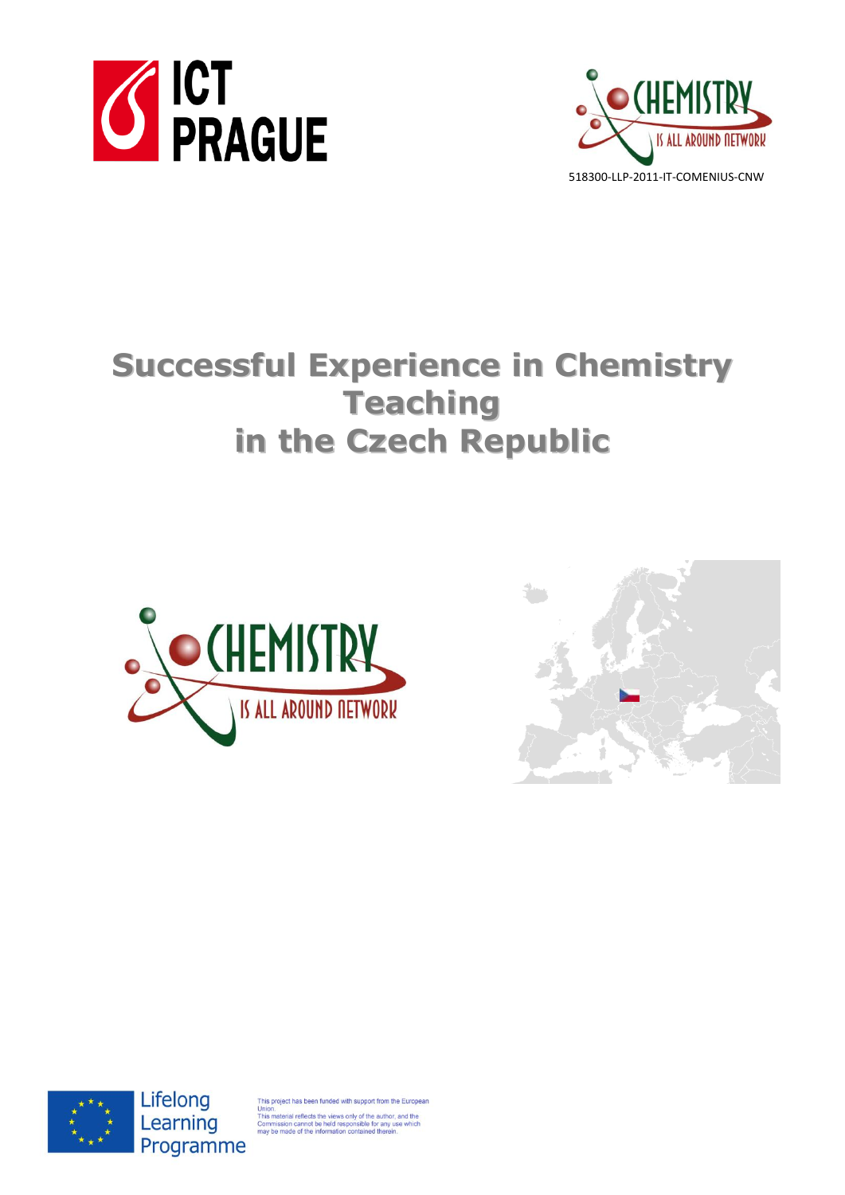ICT PRAGUE

CHEMISTRY IS ALL AROUND NETWORK

518300-LLP-2011-IT-COMENIUS-CNW

# Successful Experience in Chemistry Teaching in the Czech Republic

CHEMISTRY IS ALL AROUND NETWORK

Lifelong Learning Programme

This project has been funded with support from the European Union.
This material reflects the views only of the author, and the Commission cannot be held responsible for any use which may be made of the information contained therein.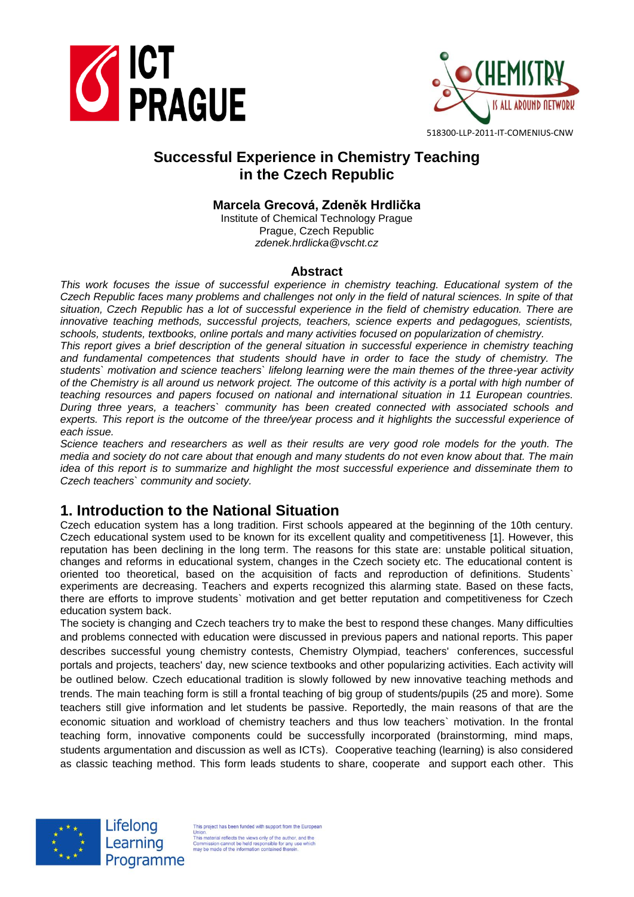# Successful Experience in Chemistry Teaching in the Czech Republic

**Marcela Grecová, Zdeněk Hrdlička**

Institute of Chemical Technology Prague
Prague, Czech Republic
*zdenek.hrdlicka@vscht.cz*

## Abstract

*This work focuses the issue of successful experience in chemistry teaching. Educational system of the Czech Republic faces many problems and challenges not only in the field of natural sciences. In spite of that situation, Czech Republic has a lot of successful experience in the field of chemistry education. There are innovative teaching methods, successful projects, teachers, science experts and pedagogues, scientists, schools, students, textbooks, online portals and many activities focused on popularization of chemistry.*

*This report gives a brief description of the general situation in successful experience in chemistry teaching and fundamental competences that students should have in order to face the study of chemistry. The students` motivation and science teachers` lifelong learning were the main themes of the three-year activity of the Chemistry is all around us network project. The outcome of this activity is a portal with high number of teaching resources and papers focused on national and international situation in 11 European countries. During three years, a teachers` community has been created connected with associated schools and experts. This report is the outcome of the three/year process and it highlights the successful experience of each issue.*

*Science teachers and researchers as well as their results are very good role models for the youth. The media and society do not care about that enough and many students do not even know about that. The main idea of this report is to summarize and highlight the most successful experience and disseminate them to Czech teachers` community and society.*

## 1. Introduction to the National Situation

Czech education system has a long tradition. First schools appeared at the beginning of the 10th century. Czech educational system used to be known for its excellent quality and competitiveness [1]. However, this reputation has been declining in the long term. The reasons for this state are: unstable political situation, changes and reforms in educational system, changes in the Czech society etc. The educational content is oriented too theoretical, based on the acquisition of facts and reproduction of definitions. Students` experiments are decreasing. Teachers and experts recognized this alarming state. Based on these facts, there are efforts to improve students` motivation and get better reputation and competitiveness for Czech education system back.

The society is changing and Czech teachers try to make the best to respond these changes. Many difficulties and problems connected with education were discussed in previous papers and national reports. This paper describes successful young chemistry contests, Chemistry Olympiad, teachers' conferences, successful portals and projects, teachers' day, new science textbooks and other popularizing activities. Each activity will be outlined below. Czech educational tradition is slowly followed by new innovative teaching methods and trends. The main teaching form is still a frontal teaching of big group of students/pupils (25 and more). Some teachers still give information and let students be passive. Reportedly, the main reasons of that are the economic situation and workload of chemistry teachers and thus low teachers` motivation. In the frontal teaching form, innovative components could be successfully incorporated (brainstorming, mind maps, students argumentation and discussion as well as ICTs). Cooperative teaching (learning) is also considered as classic teaching method. This form leads students to share, cooperate and support each other. This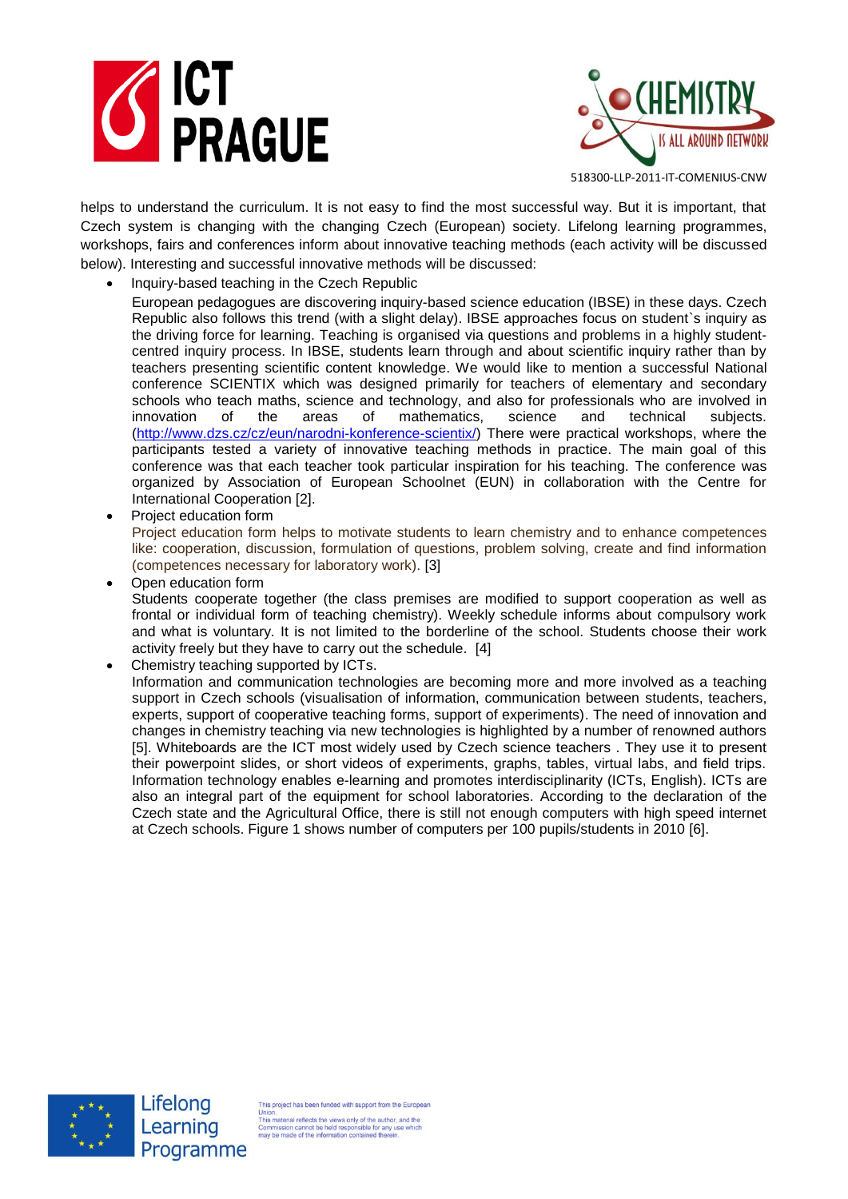helps to understand the curriculum. It is not easy to find the most successful way. But it is important, that Czech system is changing with the changing Czech (European) society. Lifelong learning programmes, workshops, fairs and conferences inform about innovative teaching methods (each activity will be discussed below). Interesting and successful innovative methods will be discussed:

- Inquiry-based teaching in the Czech Republic

  European pedagogues are discovering inquiry-based science education (IBSE) in these days. Czech Republic also follows this trend (with a slight delay). IBSE approaches focus on student`s inquiry as the driving force for learning. Teaching is organised via questions and problems in a highly student-centred inquiry process. In IBSE, students learn through and about scientific inquiry rather than by teachers presenting scientific content knowledge. We would like to mention a successful National conference SCIENTIX which was designed primarily for teachers of elementary and secondary schools who teach maths, science and technology, and also for professionals who are involved in innovation of the areas of mathematics, science and technical subjects. (http://www.dzs.cz/cz/eun/narodni-konference-scientix/) There were practical workshops, where the participants tested a variety of innovative teaching methods in practice. The main goal of this conference was that each teacher took particular inspiration for his teaching. The conference was organized by Association of European Schoolnet (EUN) in collaboration with the Centre for International Cooperation [2].

- Project education form

  Project education form helps to motivate students to learn chemistry and to enhance competences like: cooperation, discussion, formulation of questions, problem solving, create and find information (competences necessary for laboratory work). [3]

- Open education form

  Students cooperate together (the class premises are modified to support cooperation as well as frontal or individual form of teaching chemistry). Weekly schedule informs about compulsory work and what is voluntary. It is not limited to the borderline of the school. Students choose their work activity freely but they have to carry out the schedule. [4]

- Chemistry teaching supported by ICTs.

  Information and communication technologies are becoming more and more involved as a teaching support in Czech schools (visualisation of information, communication between students, teachers, experts, support of cooperative teaching forms, support of experiments). The need of innovation and changes in chemistry teaching via new technologies is highlighted by a number of renowned authors [5]. Whiteboards are the ICT most widely used by Czech science teachers . They use it to present their powerpoint slides, or short videos of experiments, graphs, tables, virtual labs, and field trips. Information technology enables e-learning and promotes interdisciplinarity (ICTs, English). ICTs are also an integral part of the equipment for school laboratories. According to the declaration of the Czech state and the Agricultural Office, there is still not enough computers with high speed internet at Czech schools. Figure 1 shows number of computers per 100 pupils/students in 2010 [6].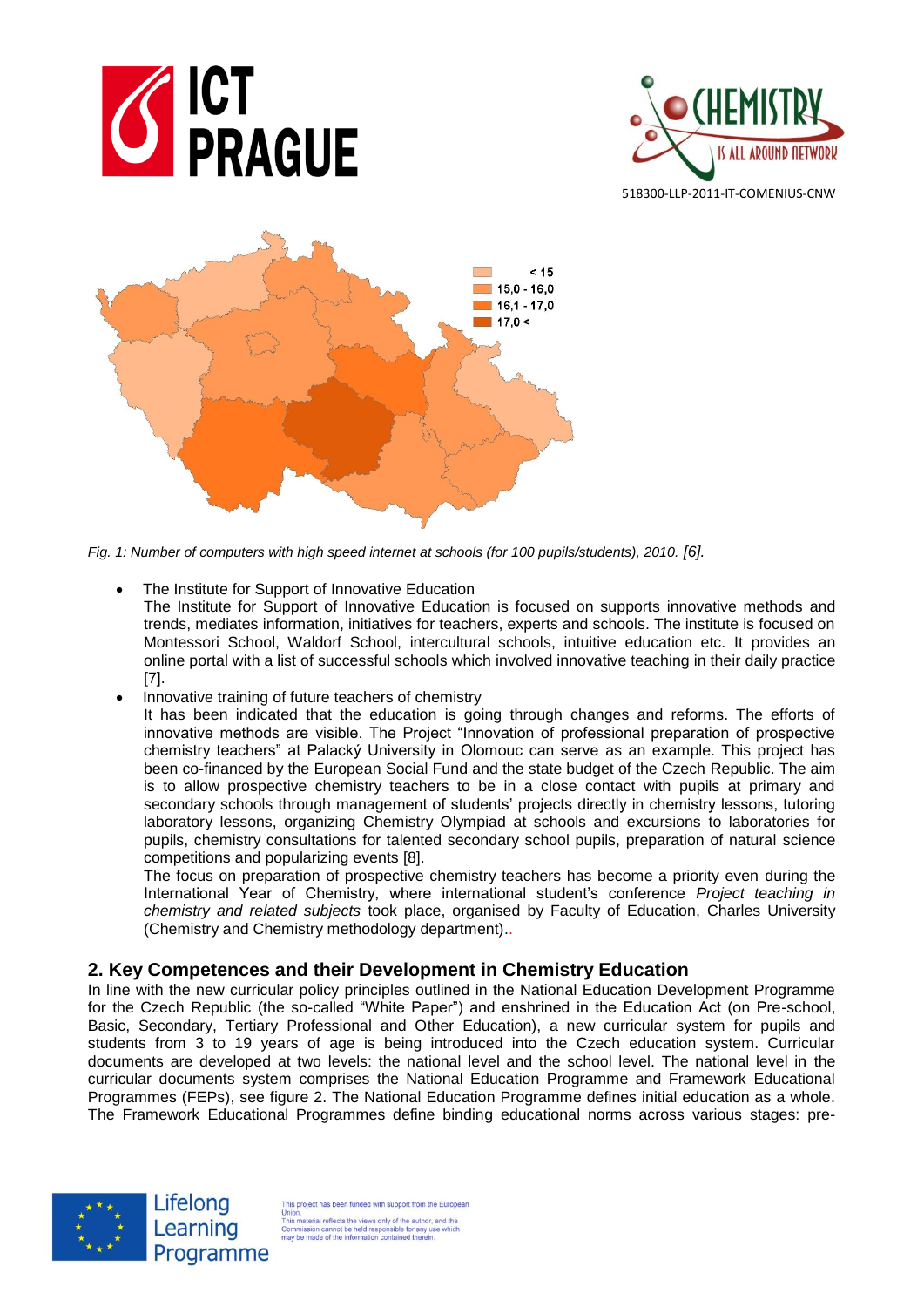< 15
15,0 - 16,0
16,1 - 17,0
17,0 <

*Fig. 1: Number of computers with high speed internet at schools (for 100 pupils/students), 2010.* [6].

- The Institute for Support of Innovative Education
  The Institute for Support of Innovative Education is focused on supports innovative methods and trends, mediates information, initiatives for teachers, experts and schools. The institute is focused on Montessori School, Waldorf School, intercultural schools, intuitive education etc. It provides an online portal with a list of successful schools which involved innovative teaching in their daily practice [7].
- Innovative training of future teachers of chemistry
  It has been indicated that the education is going through changes and reforms. The efforts of innovative methods are visible. The Project "Innovation of professional preparation of prospective chemistry teachers" at Palacký University in Olomouc can serve as an example. This project has been co-financed by the European Social Fund and the state budget of the Czech Republic. The aim is to allow prospective chemistry teachers to be in a close contact with pupils at primary and secondary schools through management of students' projects directly in chemistry lessons, tutoring laboratory lessons, organizing Chemistry Olympiad at schools and excursions to laboratories for pupils, chemistry consultations for talented secondary school pupils, preparation of natural science competitions and popularizing events [8].
  The focus on preparation of prospective chemistry teachers has become a priority even during the International Year of Chemistry, where international student's conference *Project teaching in chemistry and related subjects* took place, organised by Faculty of Education, Charles University (Chemistry and Chemistry methodology department)..

## 2. Key Competences and their Development in Chemistry Education

In line with the new curricular policy principles outlined in the National Education Development Programme for the Czech Republic (the so-called "White Paper") and enshrined in the Education Act (on Pre-school, Basic, Secondary, Tertiary Professional and Other Education), a new curricular system for pupils and students from 3 to 19 years of age is being introduced into the Czech education system. Curricular documents are developed at two levels: the national level and the school level. The national level in the curricular documents system comprises the National Education Programme and Framework Educational Programmes (FEPs), see figure 2. The National Education Programme defines initial education as a whole. The Framework Educational Programmes define binding educational norms across various stages: pre-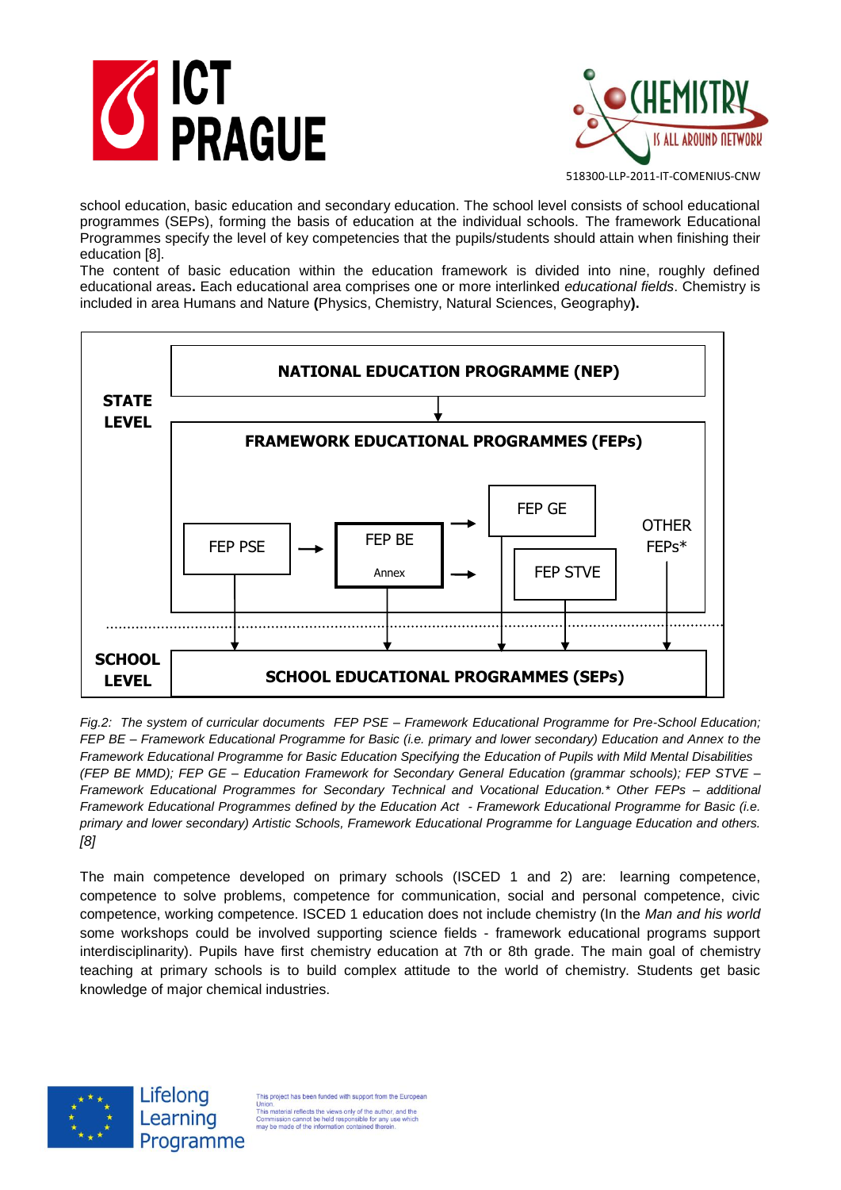school education, basic education and secondary education. The school level consists of school educational programmes (SEPs), forming the basis of education at the individual schools. The framework Educational Programmes specify the level of key competencies that the pupils/students should attain when finishing their education [8].

The content of basic education within the education framework is divided into nine, roughly defined educational areas**.** Each educational area comprises one or more interlinked *educational fields*. Chemistry is included in area Humans and Nature **(**Physics, Chemistry, Natural Sciences, Geography**).**

STATE LEVEL

NATIONAL EDUCATION PROGRAMME (NEP)

FRAMEWORK EDUCATIONAL PROGRAMMES (FEPs)

FEP PSE

FEP BE

Annex

FEP GE

FEP STVE

OTHER FEPs*

SCHOOL LEVEL

SCHOOL EDUCATIONAL PROGRAMMES (SEPs)

*Fig.2: The system of curricular documents FEP PSE – Framework Educational Programme for Pre-School Education; FEP BE – Framework Educational Programme for Basic (i.e. primary and lower secondary) Education and Annex to the Framework Educational Programme for Basic Education Specifying the Education of Pupils with Mild Mental Disabilities (FEP BE MMD); FEP GE – Education Framework for Secondary General Education (grammar schools); FEP STVE – Framework Educational Programmes for Secondary Technical and Vocational Education.* Other FEPs – additional Framework Educational Programmes defined by the Education Act - Framework Educational Programme for Basic (i.e. primary and lower secondary) Artistic Schools, Framework Educational Programme for Language Education and others. [8]*

The main competence developed on primary schools (ISCED 1 and 2) are: learning competence, competence to solve problems, competence for communication, social and personal competence, civic competence, working competence. ISCED 1 education does not include chemistry (In the *Man and his world* some workshops could be involved supporting science fields - framework educational programs support interdisciplinarity). Pupils have first chemistry education at 7th or 8th grade. The main goal of chemistry teaching at primary schools is to build complex attitude to the world of chemistry. Students get basic knowledge of major chemical industries.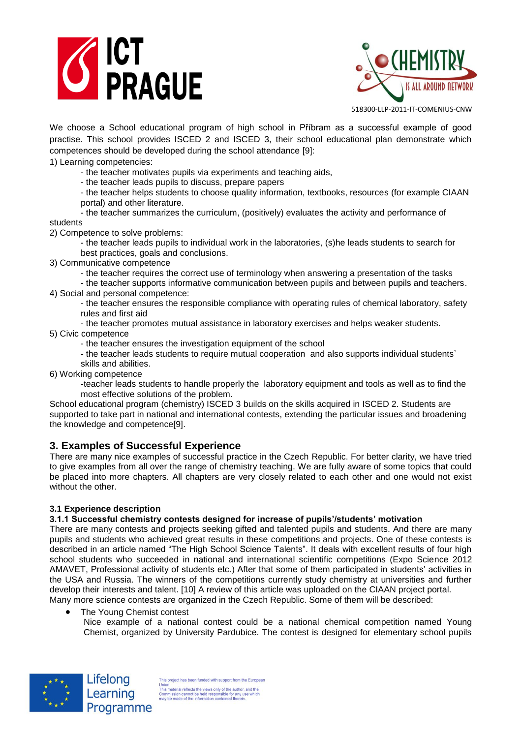We choose a School educational program of high school in Příbram as a successful example of good practise. This school provides ISCED 2 and ISCED 3, their school educational plan demonstrate which competences should be developed during the school attendance [9]:

1) Learning competencies:
   - the teacher motivates pupils via experiments and teaching aids,
   - the teacher leads pupils to discuss, prepare papers
   - the teacher helps students to choose quality information, textbooks, resources (for example CIAAN portal) and other literature.
   - the teacher summarizes the curriculum, (positively) evaluates the activity and performance of students
2) Competence to solve problems:
   - the teacher leads pupils to individual work in the laboratories, (s)he leads students to search for best practices, goals and conclusions.
3) Communicative competence
   - the teacher requires the correct use of terminology when answering a presentation of the tasks
   - the teacher supports informative communication between pupils and between pupils and teachers.
4) Social and personal competence:
   - the teacher ensures the responsible compliance with operating rules of chemical laboratory, safety rules and first aid
   - the teacher promotes mutual assistance in laboratory exercises and helps weaker students.
5) Civic competence
   - the teacher ensures the investigation equipment of the school
   - the teacher leads students to require mutual cooperation and also supports individual students` skills and abilities.
6) Working competence
   - teacher leads students to handle properly the laboratory equipment and tools as well as to find the most effective solutions of the problem.

School educational program (chemistry) ISCED 3 builds on the skills acquired in ISCED 2. Students are supported to take part in national and international contests, extending the particular issues and broadening the knowledge and competence[9].

## 3. Examples of Successful Experience

There are many nice examples of successful practice in the Czech Republic. For better clarity, we have tried to give examples from all over the range of chemistry teaching. We are fully aware of some topics that could be placed into more chapters. All chapters are very closely related to each other and one would not exist without the other.

### 3.1 Experience description

#### 3.1.1 Successful chemistry contests designed for increase of pupils'/students' motivation

There are many contests and projects seeking gifted and talented pupils and students. And there are many pupils and students who achieved great results in these competitions and projects. One of these contests is described in an article named "The High School Science Talents". It deals with excellent results of four high school students who succeeded in national and international scientific competitions (Expo Science 2012 AMAVET, Professional activity of students etc.) After that some of them participated in students' activities in the USA and Russia. The winners of the competitions currently study chemistry at universities and further develop their interests and talent. [10] A review of this article was uploaded on the CIAAN project portal.
Many more science contests are organized in the Czech Republic. Some of them will be described:

- The Young Chemist contest
  Nice example of a national contest could be a national chemical competition named Young Chemist, organized by University Pardubice. The contest is designed for elementary school pupils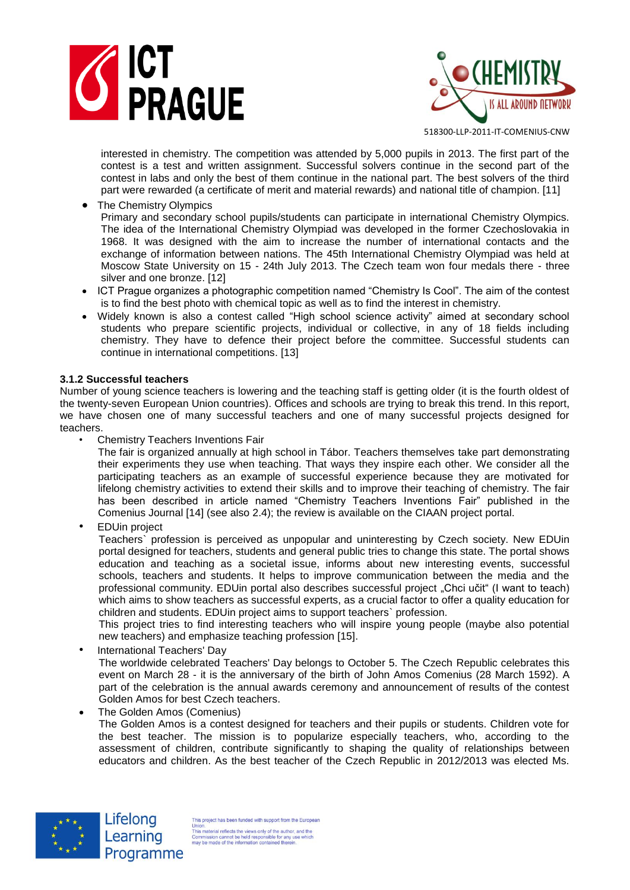interested in chemistry. The competition was attended by 5,000 pupils in 2013. The first part of the contest is a test and written assignment. Successful solvers continue in the second part of the contest in labs and only the best of them continue in the national part. The best solvers of the third part were rewarded (a certificate of merit and material rewards) and national title of champion. [11]

- The Chemistry Olympics
  Primary and secondary school pupils/students can participate in international Chemistry Olympics. The idea of the International Chemistry Olympiad was developed in the former Czechoslovakia in 1968. It was designed with the aim to increase the number of international contacts and the exchange of information between nations. The 45th International Chemistry Olympiad was held at Moscow State University on 15 - 24th July 2013. The Czech team won four medals there - three silver and one bronze. [12]
- ICT Prague organizes a photographic competition named "Chemistry Is Cool". The aim of the contest is to find the best photo with chemical topic as well as to find the interest in chemistry.
- Widely known is also a contest called "High school science activity" aimed at secondary school students who prepare scientific projects, individual or collective, in any of 18 fields including chemistry. They have to defence their project before the committee. Successful students can continue in international competitions. [13]

### 3.1.2 Successful teachers

Number of young science teachers is lowering and the teaching staff is getting older (it is the fourth oldest of the twenty-seven European Union countries). Offices and schools are trying to break this trend. In this report, we have chosen one of many successful teachers and one of many successful projects designed for teachers.

- Chemistry Teachers Inventions Fair
  The fair is organized annually at high school in Tábor. Teachers themselves take part demonstrating their experiments they use when teaching. That ways they inspire each other. We consider all the participating teachers as an example of successful experience because they are motivated for lifelong chemistry activities to extend their skills and to improve their teaching of chemistry. The fair has been described in article named "Chemistry Teachers Inventions Fair" published in the Comenius Journal [14] (see also 2.4); the review is available on the CIAAN project portal.
- EDUin project
  Teachers` profession is perceived as unpopular and uninteresting by Czech society. New EDUin portal designed for teachers, students and general public tries to change this state. The portal shows education and teaching as a societal issue, informs about new interesting events, successful schools, teachers and students. It helps to improve communication between the media and the professional community. EDUin portal also describes successful project „Chci učit" (I want to teach) which aims to show teachers as successful experts, as a crucial factor to offer a quality education for children and students. EDUin project aims to support teachers` profession.
  This project tries to find interesting teachers who will inspire young people (maybe also potential new teachers) and emphasize teaching profession [15].
- International Teachers' Day
  The worldwide celebrated Teachers' Day belongs to October 5. The Czech Republic celebrates this event on March 28 - it is the anniversary of the birth of John Amos Comenius (28 March 1592). A part of the celebration is the annual awards ceremony and announcement of results of the contest Golden Amos for best Czech teachers.
- The Golden Amos (Comenius)
  The Golden Amos is a contest designed for teachers and their pupils or students. Children vote for the best teacher. The mission is to popularize especially teachers, who, according to the assessment of children, contribute significantly to shaping the quality of relationships between educators and children. As the best teacher of the Czech Republic in 2012/2013 was elected Ms.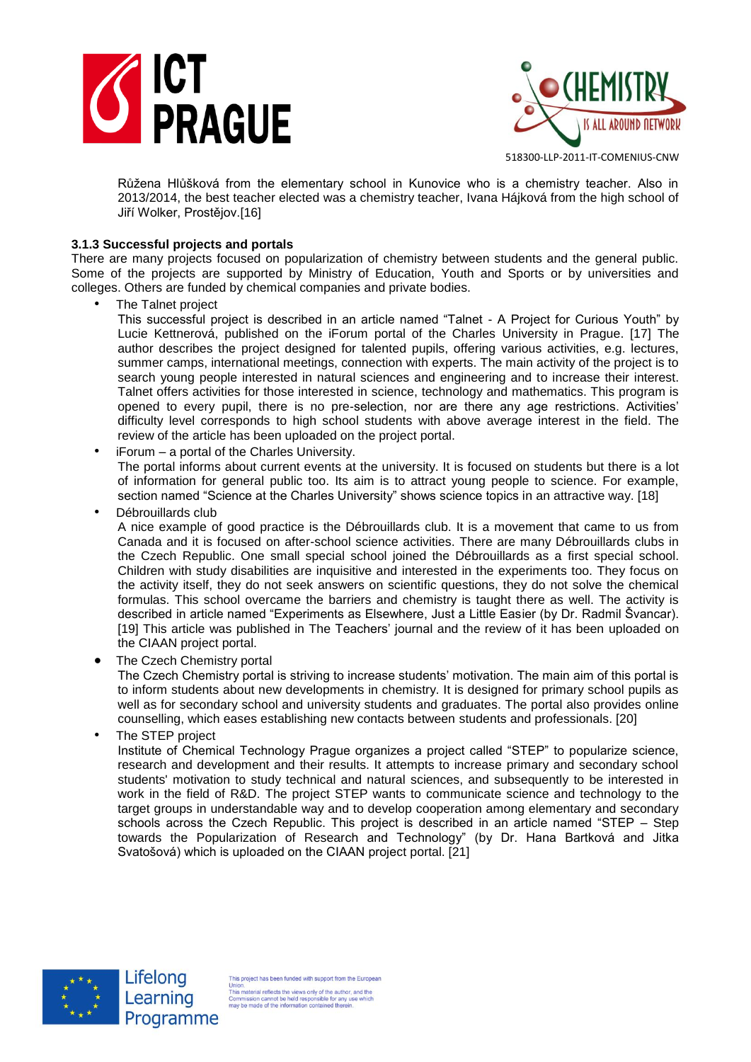Růžena Hlůšková from the elementary school in Kunovice who is a chemistry teacher. Also in 2013/2014, the best teacher elected was a chemistry teacher, Ivana Hájková from the high school of Jiří Wolker, Prostějov.[16]

### 3.1.3 Successful projects and portals

There are many projects focused on popularization of chemistry between students and the general public. Some of the projects are supported by Ministry of Education, Youth and Sports or by universities and colleges. Others are funded by chemical companies and private bodies.

- The Talnet project
  This successful project is described in an article named "Talnet - A Project for Curious Youth" by Lucie Kettnerová, published on the iForum portal of the Charles University in Prague. [17] The author describes the project designed for talented pupils, offering various activities, e.g. lectures, summer camps, international meetings, connection with experts. The main activity of the project is to search young people interested in natural sciences and engineering and to increase their interest. Talnet offers activities for those interested in science, technology and mathematics. This program is opened to every pupil, there is no pre-selection, nor are there any age restrictions. Activities' difficulty level corresponds to high school students with above average interest in the field. The review of the article has been uploaded on the project portal.
- iForum – a portal of the Charles University.
  The portal informs about current events at the university. It is focused on students but there is a lot of information for general public too. Its aim is to attract young people to science. For example, section named "Science at the Charles University" shows science topics in an attractive way. [18]
- Débrouillards club
  A nice example of good practice is the Débrouillards club. It is a movement that came to us from Canada and it is focused on after-school science activities. There are many Débrouillards clubs in the Czech Republic. One small special school joined the Débrouillards as a first special school. Children with study disabilities are inquisitive and interested in the experiments too. They focus on the activity itself, they do not seek answers on scientific questions, they do not solve the chemical formulas. This school overcame the barriers and chemistry is taught there as well. The activity is described in article named "Experiments as Elsewhere, Just a Little Easier (by Dr. Radmil Švancar). [19] This article was published in The Teachers' journal and the review of it has been uploaded on the CIAAN project portal.
- The Czech Chemistry portal
  The Czech Chemistry portal is striving to increase students' motivation. The main aim of this portal is to inform students about new developments in chemistry. It is designed for primary school pupils as well as for secondary school and university students and graduates. The portal also provides online counselling, which eases establishing new contacts between students and professionals. [20]
- The STEP project
  Institute of Chemical Technology Prague organizes a project called "STEP" to popularize science, research and development and their results. It attempts to increase primary and secondary school students' motivation to study technical and natural sciences, and subsequently to be interested in work in the field of R&D. The project STEP wants to communicate science and technology to the target groups in understandable way and to develop cooperation among elementary and secondary schools across the Czech Republic. This project is described in an article named "STEP – Step towards the Popularization of Research and Technology" (by Dr. Hana Bartková and Jitka Svatošová) which is uploaded on the CIAAN project portal. [21]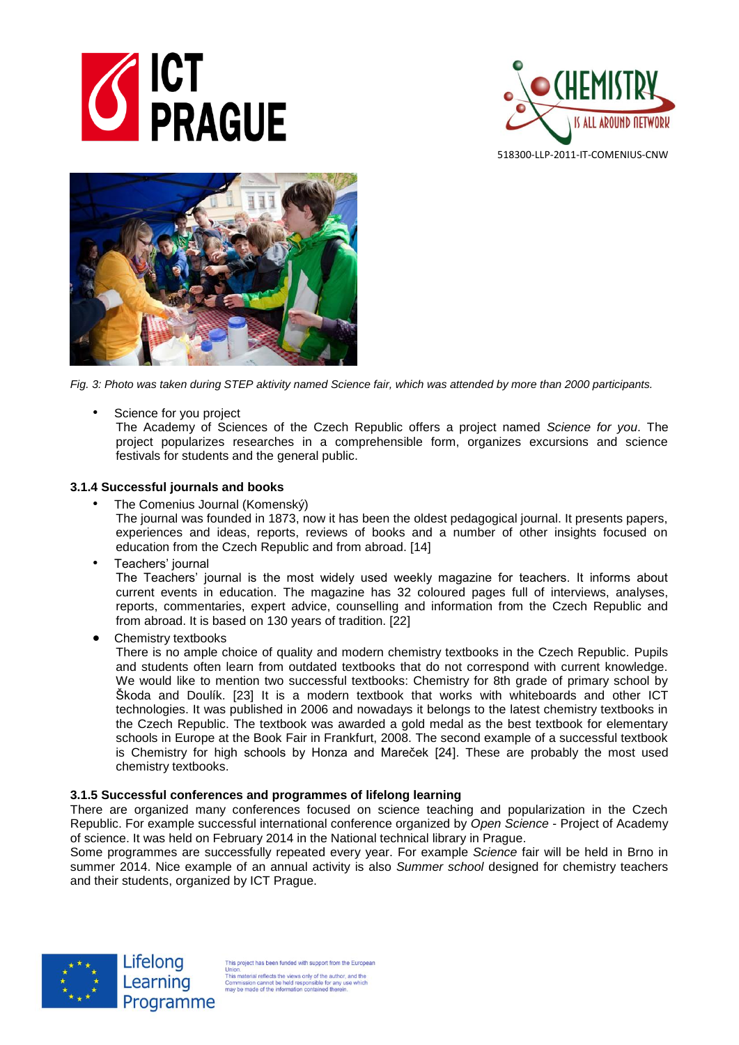Fig. 3: Photo was taken during STEP aktivity named Science fair, which was attended by more than 2000 participants.

- Science for you project
  The Academy of Sciences of the Czech Republic offers a project named *Science for you*. The project popularizes researches in a comprehensible form, organizes excursions and science festivals for students and the general public.

### 3.1.4 Successful journals and books

- The Comenius Journal (Komenský)
  The journal was founded in 1873, now it has been the oldest pedagogical journal. It presents papers, experiences and ideas, reports, reviews of books and a number of other insights focused on education from the Czech Republic and from abroad. [14]
- Teachers' journal
  The Teachers' journal is the most widely used weekly magazine for teachers. It informs about current events in education. The magazine has 32 coloured pages full of interviews, analyses, reports, commentaries, expert advice, counselling and information from the Czech Republic and from abroad. It is based on 130 years of tradition. [22]
- Chemistry textbooks
  There is no ample choice of quality and modern chemistry textbooks in the Czech Republic. Pupils and students often learn from outdated textbooks that do not correspond with current knowledge. We would like to mention two successful textbooks: Chemistry for 8th grade of primary school by Škoda and Doulík. [23] It is a modern textbook that works with whiteboards and other ICT technologies. It was published in 2006 and nowadays it belongs to the latest chemistry textbooks in the Czech Republic. The textbook was awarded a gold medal as the best textbook for elementary schools in Europe at the Book Fair in Frankfurt, 2008. The second example of a successful textbook is Chemistry for high schools by Honza and Mareček [24]. These are probably the most used chemistry textbooks.

### 3.1.5 Successful conferences and programmes of lifelong learning

There are organized many conferences focused on science teaching and popularization in the Czech Republic. For example successful international conference organized by *Open Science* - Project of Academy of science. It was held on February 2014 in the National technical library in Prague.
Some programmes are successfully repeated every year. For example *Science* fair will be held in Brno in summer 2014. Nice example of an annual activity is also *Summer school* designed for chemistry teachers and their students, organized by ICT Prague.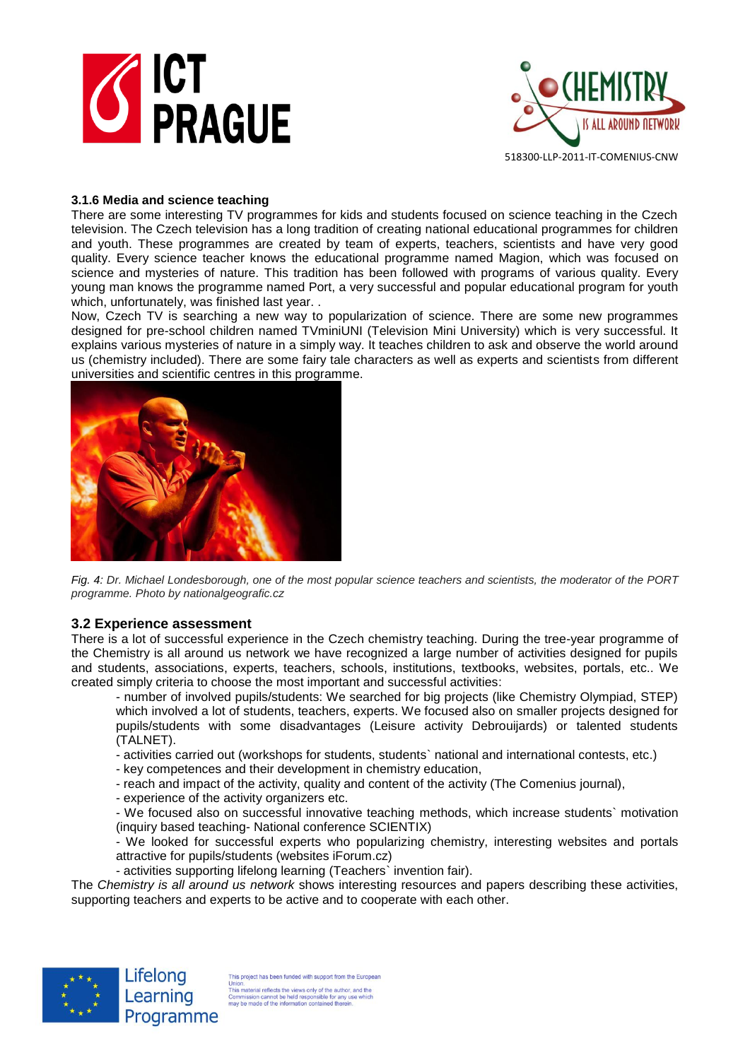### 3.1.6 Media and science teaching

There are some interesting TV programmes for kids and students focused on science teaching in the Czech television. The Czech television has a long tradition of creating national educational programmes for children and youth. These programmes are created by team of experts, teachers, scientists and have very good quality. Every science teacher knows the educational programme named Magion, which was focused on science and mysteries of nature. This tradition has been followed with programs of various quality. Every young man knows the programme named Port, a very successful and popular educational program for youth which, unfortunately, was finished last year. .

Now, Czech TV is searching a new way to popularization of science. There are some new programmes designed for pre-school children named TVminiUNI (Television Mini University) which is very successful. It explains various mysteries of nature in a simply way. It teaches children to ask and observe the world around us (chemistry included). There are some fairy tale characters as well as experts and scientists from different universities and scientific centres in this programme.

*Fig. 4: Dr. Michael Londesborough, one of the most popular science teachers and scientists, the moderator of the PORT programme. Photo by nationalgeografic.cz*

## 3.2 Experience assessment

There is a lot of successful experience in the Czech chemistry teaching. During the tree-year programme of the Chemistry is all around us network we have recognized a large number of activities designed for pupils and students, associations, experts, teachers, schools, institutions, textbooks, websites, portals, etc.. We created simply criteria to choose the most important and successful activities:

- number of involved pupils/students: We searched for big projects (like Chemistry Olympiad, STEP) which involved a lot of students, teachers, experts. We focused also on smaller projects designed for pupils/students with some disadvantages (Leisure activity Debrouijards) or talented students (TALNET).
- activities carried out (workshops for students, students` national and international contests, etc.)
- key competences and their development in chemistry education,
- reach and impact of the activity, quality and content of the activity (The Comenius journal),
- experience of the activity organizers etc.
- We focused also on successful innovative teaching methods, which increase students` motivation (inquiry based teaching- National conference SCIENTIX)
- We looked for successful experts who popularizing chemistry, interesting websites and portals attractive for pupils/students (websites iForum.cz)
- activities supporting lifelong learning (Teachers` invention fair).

The *Chemistry is all around us network* shows interesting resources and papers describing these activities, supporting teachers and experts to be active and to cooperate with each other.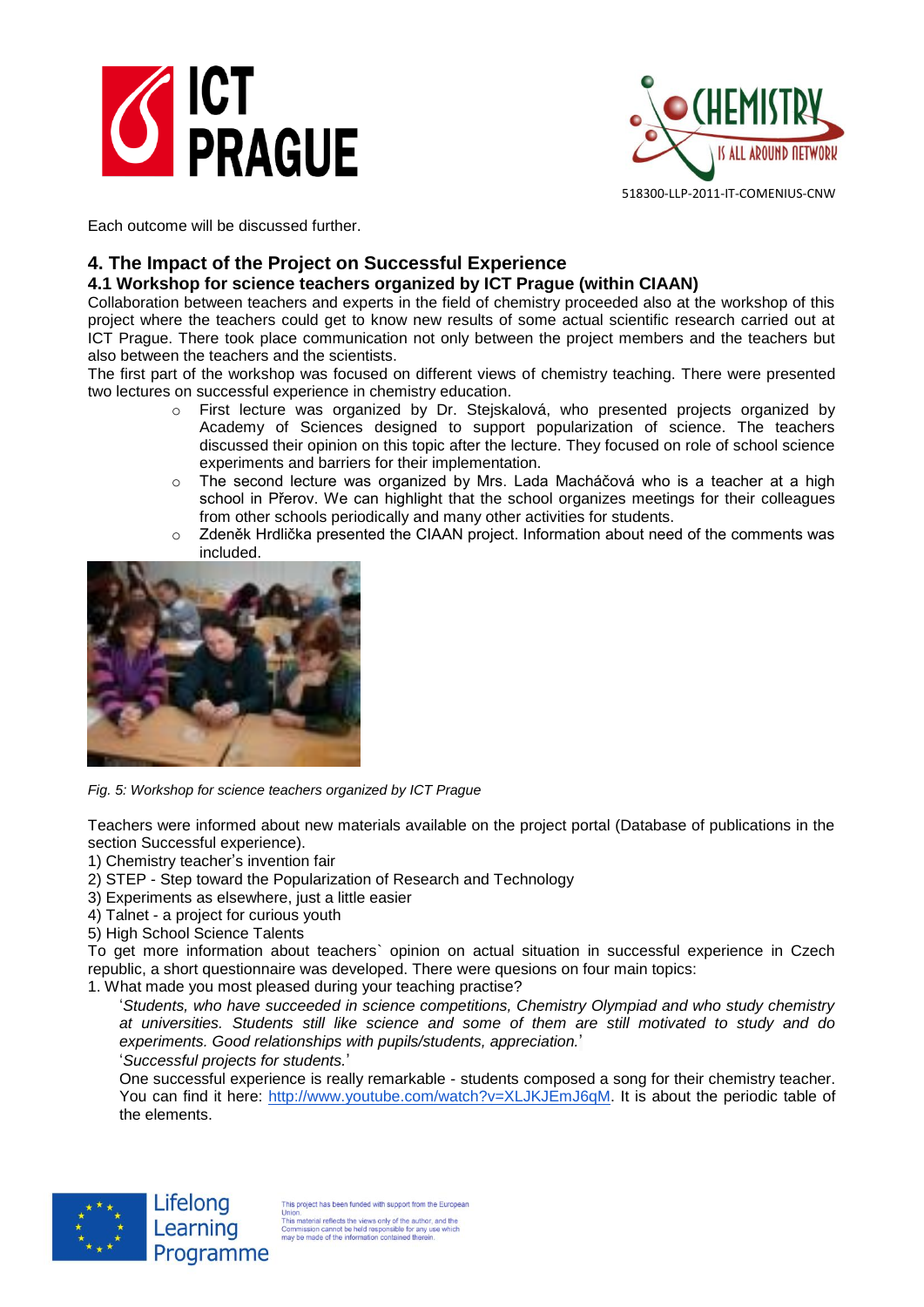Each outcome will be discussed further.

## 4. The Impact of the Project on Successful Experience

### 4.1 Workshop for science teachers organized by ICT Prague (within CIAAN)

Collaboration between teachers and experts in the field of chemistry proceeded also at the workshop of this project where the teachers could get to know new results of some actual scientific research carried out at ICT Prague. There took place communication not only between the project members and the teachers but also between the teachers and the scientists.

The first part of the workshop was focused on different views of chemistry teaching. There were presented two lectures on successful experience in chemistry education.

- First lecture was organized by Dr. Stejskalová, who presented projects organized by Academy of Sciences designed to support popularization of science. The teachers discussed their opinion on this topic after the lecture. They focused on role of school science experiments and barriers for their implementation.
- The second lecture was organized by Mrs. Lada Macháčová who is a teacher at a high school in Přerov. We can highlight that the school organizes meetings for their colleagues from other schools periodically and many other activities for students.
- Zdeněk Hrdlička presented the CIAAN project. Information about need of the comments was included.

*Fig. 5: Workshop for science teachers organized by ICT Prague*

Teachers were informed about new materials available on the project portal (Database of publications in the section Successful experience).

1) Chemistry teacher's invention fair
2) STEP - Step toward the Popularization of Research and Technology
3) Experiments as elsewhere, just a little easier
4) Talnet - a project for curious youth
5) High School Science Talents

To get more information about teachers` opinion on actual situation in successful experience in Czech republic, a short questionnaire was developed. There were quesions on four main topics:

1. What made you most pleased during your teaching practise?

   '*Students, who have succeeded in science competitions, Chemistry Olympiad and who study chemistry at universities. Students still like science and some of them are still motivated to study and do experiments. Good relationships with pupils/students, appreciation.*'

   '*Successful projects for students.*'

   One successful experience is really remarkable - students composed a song for their chemistry teacher. You can find it here: http://www.youtube.com/watch?v=XLJKJEmJ6qM. It is about the periodic table of the elements.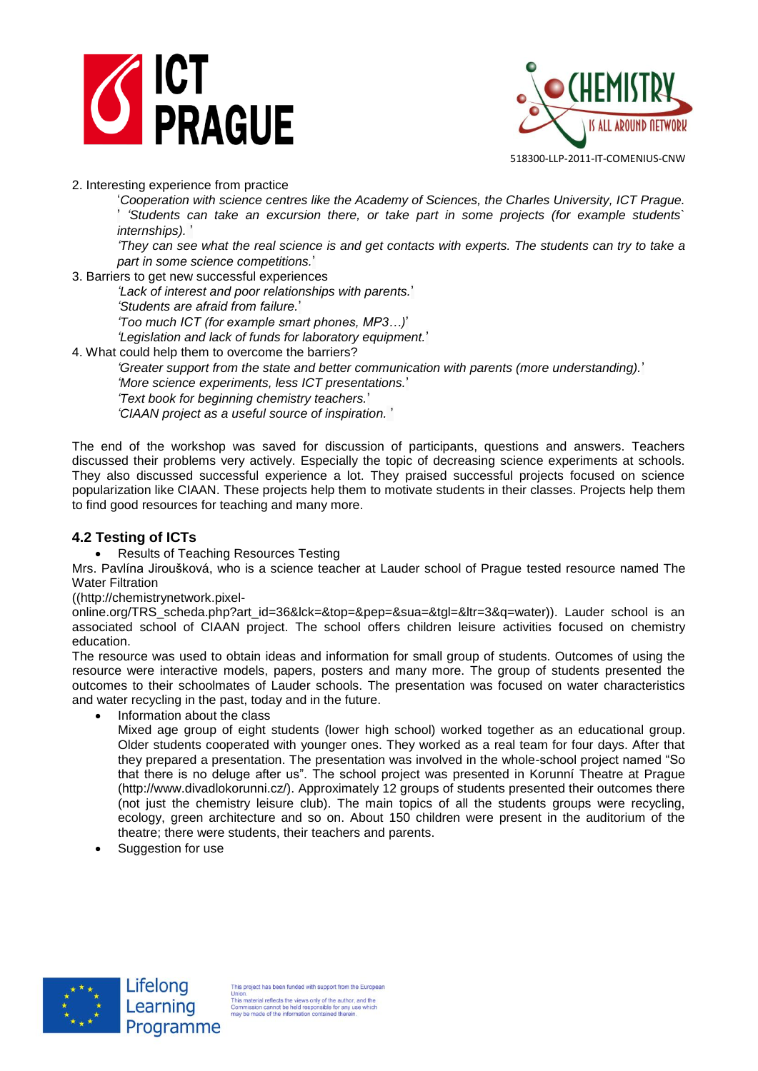2. Interesting experience from practice

   '*Cooperation with science centres like the Academy of Sciences, the Charles University, ICT Prague.*' '*Students can take an excursion there, or take part in some projects (for example students` internships).*'

   '*They can see what the real science is and get contacts with experts. The students can try to take a part in some science competitions.*'

3. Barriers to get new successful experiences

   '*Lack of interest and poor relationships with parents.*'

   '*Students are afraid from failure.*'

   '*Too much ICT (for example smart phones, MP3…)*'

   '*Legislation and lack of funds for laboratory equipment.*'

4. What could help them to overcome the barriers?

   '*Greater support from the state and better communication with parents (more understanding).*'

   '*More science experiments, less ICT presentations.*'

   '*Text book for beginning chemistry teachers.*'

   '*CIAAN project as a useful source of inspiration.*'

The end of the workshop was saved for discussion of participants, questions and answers. Teachers discussed their problems very actively. Especially the topic of decreasing science experiments at schools. They also discussed successful experience a lot. They praised successful projects focused on science popularization like CIAAN. These projects help them to motivate students in their classes. Projects help them to find good resources for teaching and many more.

### 4.2 Testing of ICTs

- Results of Teaching Resources Testing

Mrs. Pavlína Jiroušková, who is a science teacher at Lauder school of Prague tested resource named The Water Filtration ((http://chemistrynetwork.pixel-online.org/TRS_scheda.php?art_id=36&lck=&top=&pep=&sua=&tgl=&ltr=3&q=water)). Lauder school is an associated school of CIAAN project. The school offers children leisure activities focused on chemistry education.

The resource was used to obtain ideas and information for small group of students. Outcomes of using the resource were interactive models, papers, posters and many more. The group of students presented the outcomes to their schoolmates of Lauder schools. The presentation was focused on water characteristics and water recycling in the past, today and in the future.

- Information about the class

  Mixed age group of eight students (lower high school) worked together as an educational group. Older students cooperated with younger ones. They worked as a real team for four days. After that they prepared a presentation. The presentation was involved in the whole-school project named "So that there is no deluge after us". The school project was presented in Korunní Theatre at Prague (http://www.divadlokorunni.cz/). Approximately 12 groups of students presented their outcomes there (not just the chemistry leisure club). The main topics of all the students groups were recycling, ecology, green architecture and so on. About 150 children were present in the auditorium of the theatre; there were students, their teachers and parents.

- Suggestion for use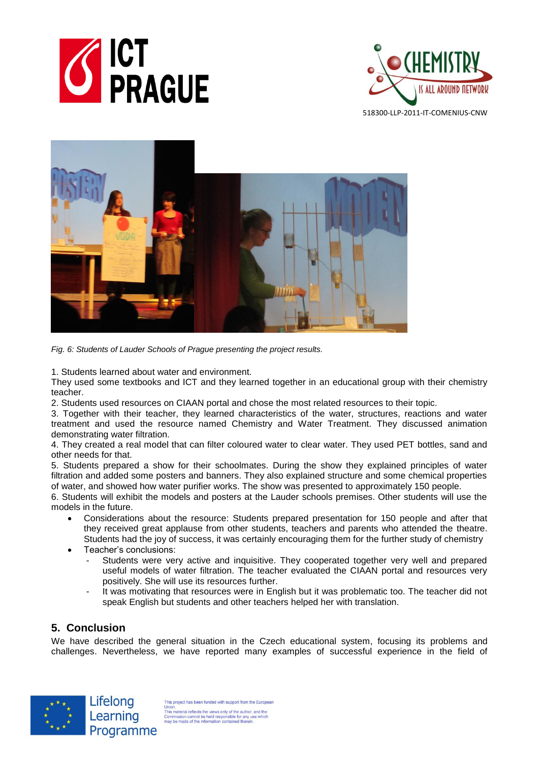*Fig. 6: Students of Lauder Schools of Prague presenting the project results.*

1. Students learned about water and environment.
They used some textbooks and ICT and they learned together in an educational group with their chemistry teacher.
2. Students used resources on CIAAN portal and chose the most related resources to their topic.
3. Together with their teacher, they learned characteristics of the water, structures, reactions and water treatment and used the resource named Chemistry and Water Treatment. They discussed animation demonstrating water filtration.
4. They created a real model that can filter coloured water to clear water. They used PET bottles, sand and other needs for that.
5. Students prepared a show for their schoolmates. During the show they explained principles of water filtration and added some posters and banners. They also explained structure and some chemical properties of water, and showed how water purifier works. The show was presented to approximately 150 people.
6. Students will exhibit the models and posters at the Lauder schools premises. Other students will use the models in the future.

- Considerations about the resource: Students prepared presentation for 150 people and after that they received great applause from other students, teachers and parents who attended the theatre. Students had the joy of success, it was certainly encouraging them for the further study of chemistry
- Teacher's conclusions:
  - Students were very active and inquisitive. They cooperated together very well and prepared useful models of water filtration. The teacher evaluated the CIAAN portal and resources very positively. She will use its resources further.
  - It was motivating that resources were in English but it was problematic too. The teacher did not speak English but students and other teachers helped her with translation.

## 5. Conclusion

We have described the general situation in the Czech educational system, focusing its problems and challenges. Nevertheless, we have reported many examples of successful experience in the field of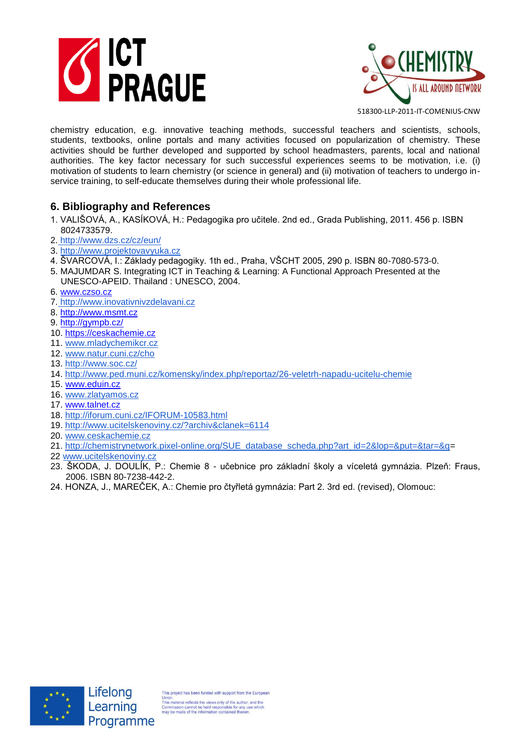chemistry education, e.g. innovative teaching methods, successful teachers and scientists, schools, students, textbooks, online portals and many activities focused on popularization of chemistry. These activities should be further developed and supported by school headmasters, parents, local and national authorities. The key factor necessary for such successful experiences seems to be motivation, i.e. (i) motivation of students to learn chemistry (or science in general) and (ii) motivation of teachers to undergo in-service training, to self-educate themselves during their whole professional life.

## 6. Bibliography and References

1. VALIŠOVÁ, A., KASÍKOVÁ, H.: Pedagogika pro učitele. 2nd ed., Grada Publishing, 2011. 456 p. ISBN 8024733579.
2. http://www.dzs.cz/cz/eun/
3. http://www.projektovavyuka.cz
4. ŠVARCOVÁ, I.: Základy pedagogiky. 1th ed., Praha, VŠCHT 2005, 290 p. ISBN 80-7080-573-0.
5. MAJUMDAR S. Integrating ICT in Teaching & Learning: A Functional Approach Presented at the UNESCO-APEID. Thailand : UNESCO, 2004.
6. www.czso.cz
7. http://www.inovativnivzdelavani.cz
8. http://www.msmt.cz
9. http://gympb.cz/
10. https://ceskachemie.cz
11. www.mladychemikcr.cz
12. www.natur.cuni.cz/cho
13. http://www.soc.cz/
14. http://www.ped.muni.cz/komensky/index.php/reportaz/26-veletrh-napadu-ucitelu-chemie
15. www.eduin.cz
16. www.zlatyamos.cz
17. www.talnet.cz
18. http://iforum.cuni.cz/IFORUM-10583.html
19. http://www.ucitelskenoviny.cz/?archiv&clanek=6114
20. www.ceskachemie.cz
21. http://chemistrynetwork.pixel-online.org/SUE_database_scheda.php?art_id=2&lop=&put=&tar=&q=
22. www.ucitelskenoviny.cz
23. ŠKODA, J. DOULÍK, P.: Chemie 8 - učebnice pro základní školy a víceletá gymnázia. Plzeň: Fraus, 2006. ISBN 80-7238-442-2.
24. HONZA, J., MAREČEK, A.: Chemie pro čtyřletá gymnázia: Part 2. 3rd ed. (revised), Olomouc: